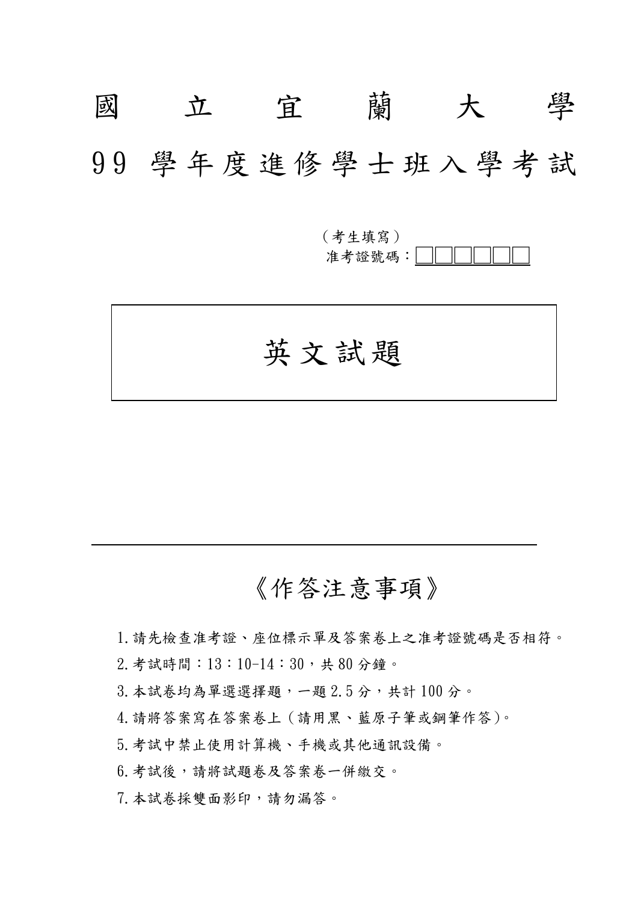# 國 立 宜 蘭 大 學

# 99 學年度進修學士班入學考試

（考生填寫）
准考證號碼：□□□□□□

## 英文試題

## 《作答注意事項》

1. 請先檢查准考證、座位標示單及答案卷上之准考證號碼是否相符。
2. 考試時間：13：10-14：30，共 80 分鐘。
3. 本試卷均為單選選擇題，一題 2.5 分，共計 100 分。
4. 請將答案寫在答案卷上（請用黑、藍原子筆或鋼筆作答)。
5. 考試中禁止使用計算機、手機或其他通訊設備。
6. 考試後，請將試題卷及答案卷一併繳交。
7. 本試卷採雙面影印，請勿漏答。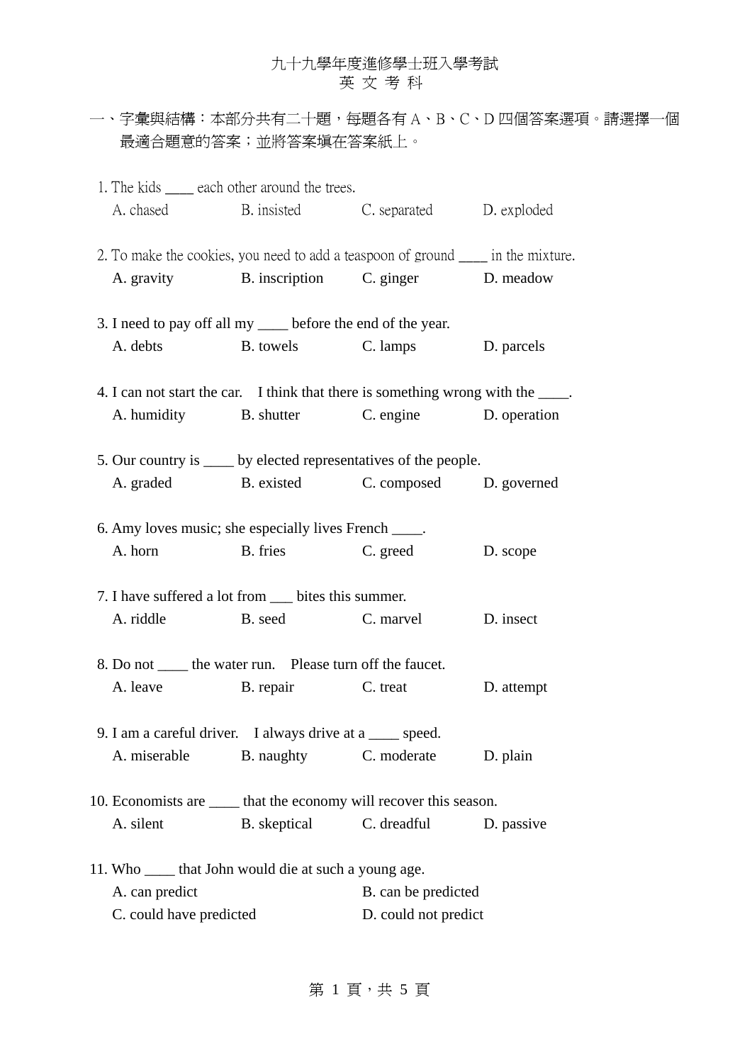九十九學年度進修學士班入學考試
英 文 考 科

一、字彙與結構：本部分共有二十題，每題各有 A、B、C、D 四個答案選項。請選擇一個最適合題意的答案；並將答案填在答案紙上。

1. The kids ____ each other around the trees.
   A. chased　B. insisted　C. separated　D. exploded

2. To make the cookies, you need to add a teaspoon of ground ____ in the mixture.
   A. gravity　B. inscription　C. ginger　D. meadow

3. I need to pay off all my ____ before the end of the year.
   A. debts　B. towels　C. lamps　D. parcels

4. I can not start the car.　I think that there is something wrong with the ____.
   A. humidity　B. shutter　C. engine　D. operation

5. Our country is ____ by elected representatives of the people.
   A. graded　B. existed　C. composed　D. governed

6. Amy loves music; she especially lives French ____.
   A. horn　B. fries　C. greed　D. scope

7. I have suffered a lot from ___ bites this summer.
   A. riddle　B. seed　C. marvel　D. insect

8. Do not ____ the water run.　Please turn off the faucet.
   A. leave　B. repair　C. treat　D. attempt

9. I am a careful driver.　I always drive at a ____ speed.
   A. miserable　B. naughty　C. moderate　D. plain

10. Economists are ____ that the economy will recover this season.
    A. silent　B. skeptical　C. dreadful　D. passive

11. Who ____ that John would die at such a young age.
    A. can predict　B. can be predicted
    C. could have predicted　D. could not predict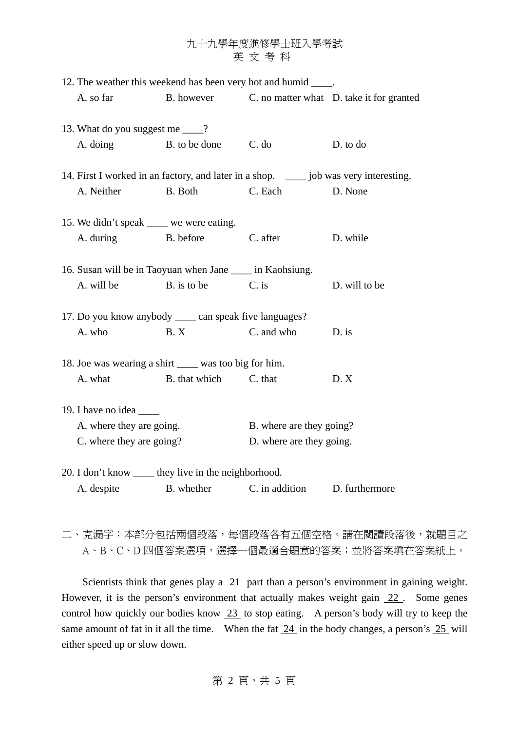12. The weather this weekend has been very hot and humid ____.

A. so far B. however C. no matter what D. take it for granted

13. What do you suggest me ____?

A. doing B. to be done C. do D. to do

14. First I worked in an factory, and later in a shop. ____ job was very interesting.

A. Neither B. Both C. Each D. None

15. We didn't speak ____ we were eating.

A. during B. before C. after D. while

16. Susan will be in Taoyuan when Jane ____ in Kaohsiung.

A. will be B. is to be C. is D. will to be

17. Do you know anybody ____ can speak five languages?

A. who B. X C. and who D. is

18. Joe was wearing a shirt ____ was too big for him.

A. what B. that which C. that D. X

19. I have no idea ____

A. where they are going. B. where are they going?

C. where they are going? D. where are they going.

20. I don't know ____ they live in the neighborhood.

A. despite B. whether C. in addition D. furthermore

二、克漏字：本部分包括兩個段落，每個段落各有五個空格。請在閱讀段落後，就題目之A、B、C、D四個答案選項，選擇一個最適合題意的答案；並將答案填在答案紙上。

Scientists think that genes play a __21__ part than a person's environment in gaining weight. However, it is the person's environment that actually makes weight gain __22__. Some genes control how quickly our bodies know __23__ to stop eating. A person's body will try to keep the same amount of fat in it all the time. When the fat __24__ in the body changes, a person's __25__ will either speed up or slow down.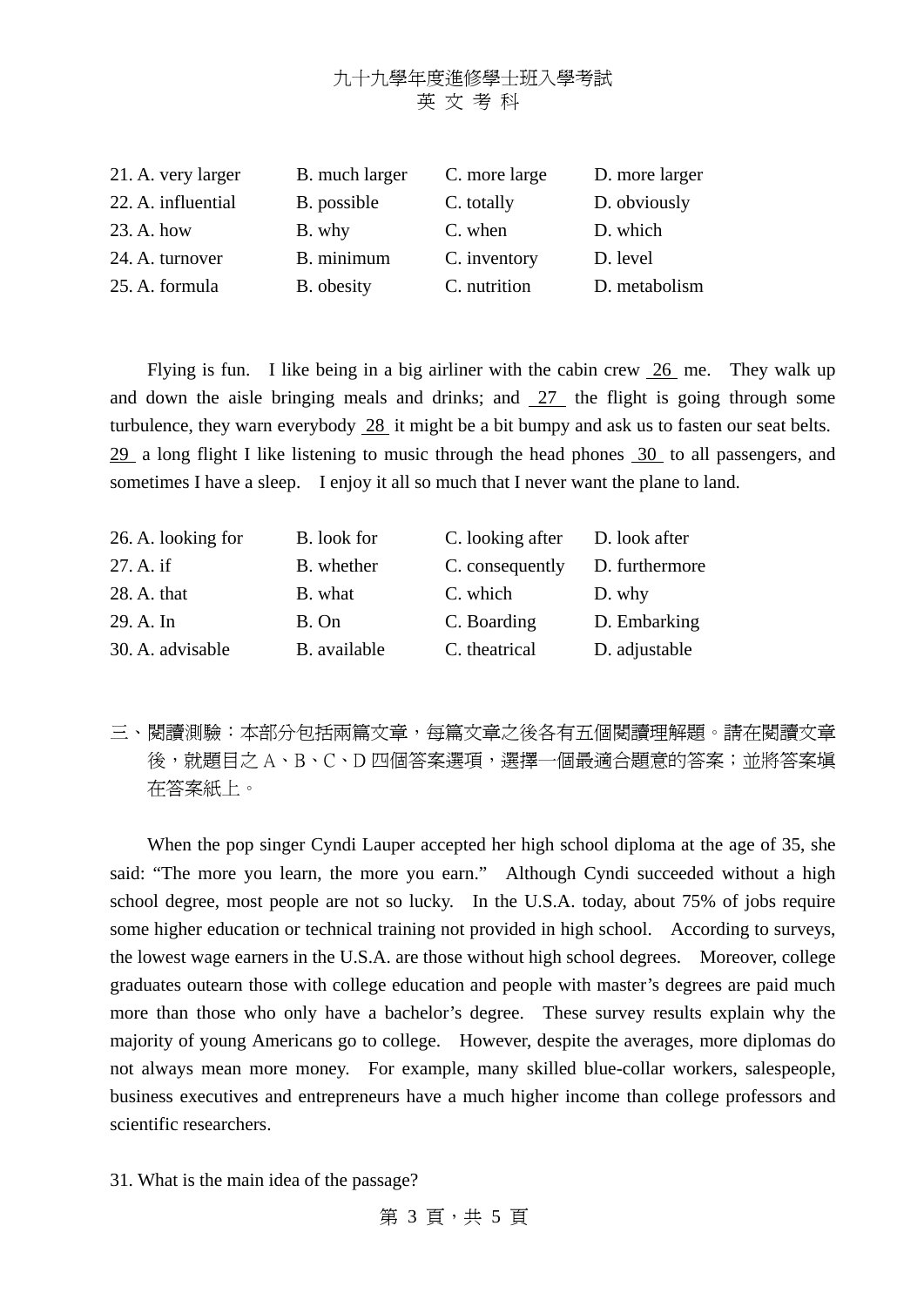21. A. very larger B. much larger C. more large D. more larger
22. A. influential B. possible C. totally D. obviously
23. A. how B. why C. when D. which
24. A. turnover B. minimum C. inventory D. level
25. A. formula B. obesity C. nutrition D. metabolism

Flying is fun. I like being in a big airliner with the cabin crew __26__ me. They walk up and down the aisle bringing meals and drinks; and __27__ the flight is going through some turbulence, they warn everybody __28__ it might be a bit bumpy and ask us to fasten our seat belts. __29__ a long flight I like listening to music through the head phones __30__ to all passengers, and sometimes I have a sleep. I enjoy it all so much that I never want the plane to land.

26. A. looking for B. look for C. looking after D. look after
27. A. if B. whether C. consequently D. furthermore
28. A. that B. what C. which D. why
29. A. In B. On C. Boarding D. Embarking
30. A. advisable B. available C. theatrical D. adjustable

三、閱讀測驗：本部分包括兩篇文章，每篇文章之後各有五個閱讀理解題。請在閱讀文章後，就題目之 A、B、C、D 四個答案選項，選擇一個最適合題意的答案；並將答案填在答案紙上。

When the pop singer Cyndi Lauper accepted her high school diploma at the age of 35, she said: "The more you learn, the more you earn." Although Cyndi succeeded without a high school degree, most people are not so lucky. In the U.S.A. today, about 75% of jobs require some higher education or technical training not provided in high school. According to surveys, the lowest wage earners in the U.S.A. are those without high school degrees. Moreover, college graduates outearn those with college education and people with master's degrees are paid much more than those who only have a bachelor's degree. These survey results explain why the majority of young Americans go to college. However, despite the averages, more diplomas do not always mean more money. For example, many skilled blue-collar workers, salespeople, business executives and entrepreneurs have a much higher income than college professors and scientific researchers.

31. What is the main idea of the passage?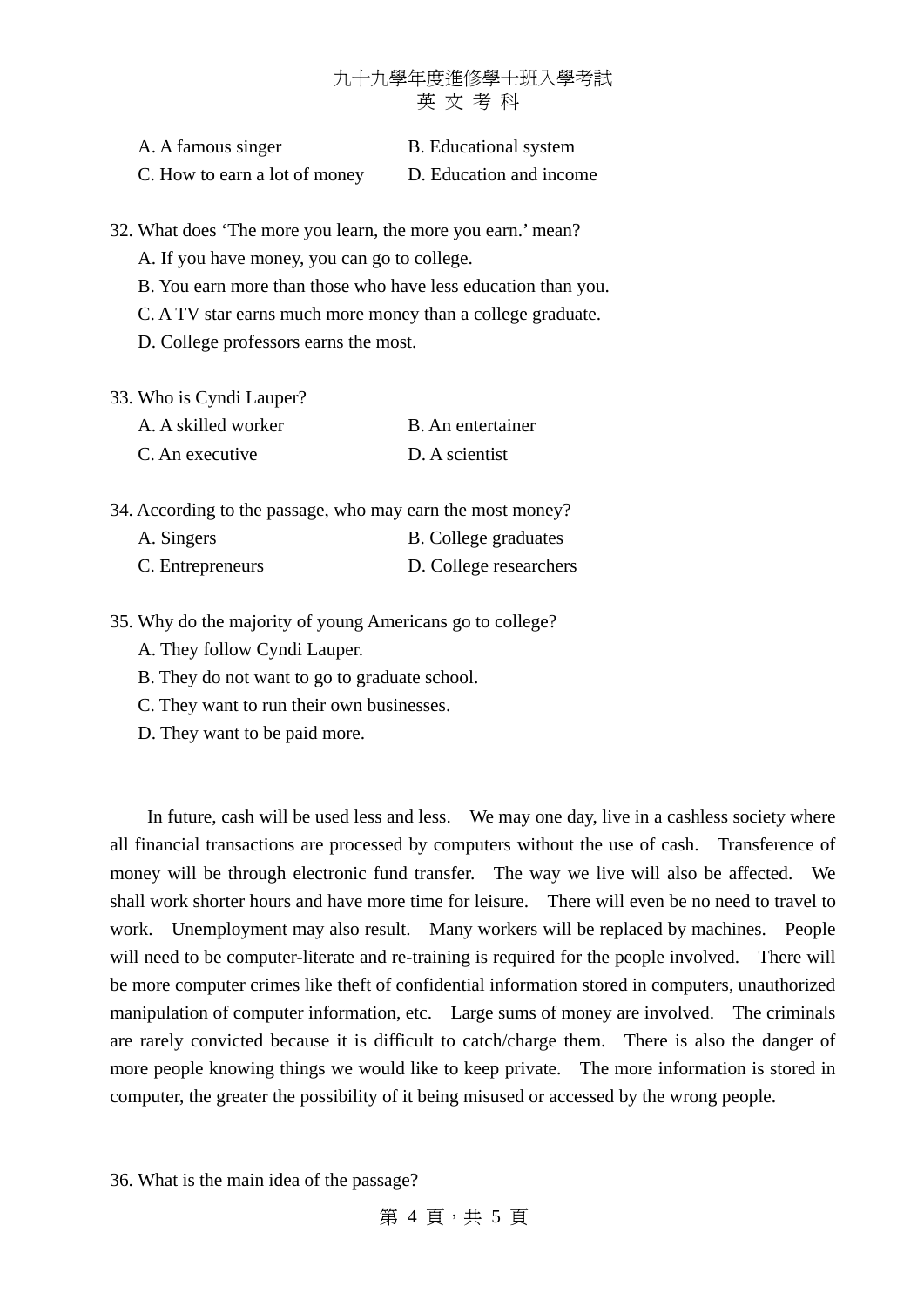A. A famous singer B. Educational system
C. How to earn a lot of money D. Education and income

32. What does 'The more you learn, the more you earn.' mean?
   A. If you have money, you can go to college.
   B. You earn more than those who have less education than you.
   C. A TV star earns much more money than a college graduate.
   D. College professors earns the most.

33. Who is Cyndi Lauper?
   A. A skilled worker B. An entertainer
   C. An executive D. A scientist

34. According to the passage, who may earn the most money?
   A. Singers B. College graduates
   C. Entrepreneurs D. College researchers

35. Why do the majority of young Americans go to college?
   A. They follow Cyndi Lauper.
   B. They do not want to go to graduate school.
   C. They want to run their own businesses.
   D. They want to be paid more.

In future, cash will be used less and less. We may one day, live in a cashless society where all financial transactions are processed by computers without the use of cash. Transference of money will be through electronic fund transfer. The way we live will also be affected. We shall work shorter hours and have more time for leisure. There will even be no need to travel to work. Unemployment may also result. Many workers will be replaced by machines. People will need to be computer-literate and re-training is required for the people involved. There will be more computer crimes like theft of confidential information stored in computers, unauthorized manipulation of computer information, etc. Large sums of money are involved. The criminals are rarely convicted because it is difficult to catch/charge them. There is also the danger of more people knowing things we would like to keep private. The more information is stored in computer, the greater the possibility of it being misused or accessed by the wrong people.

36. What is the main idea of the passage?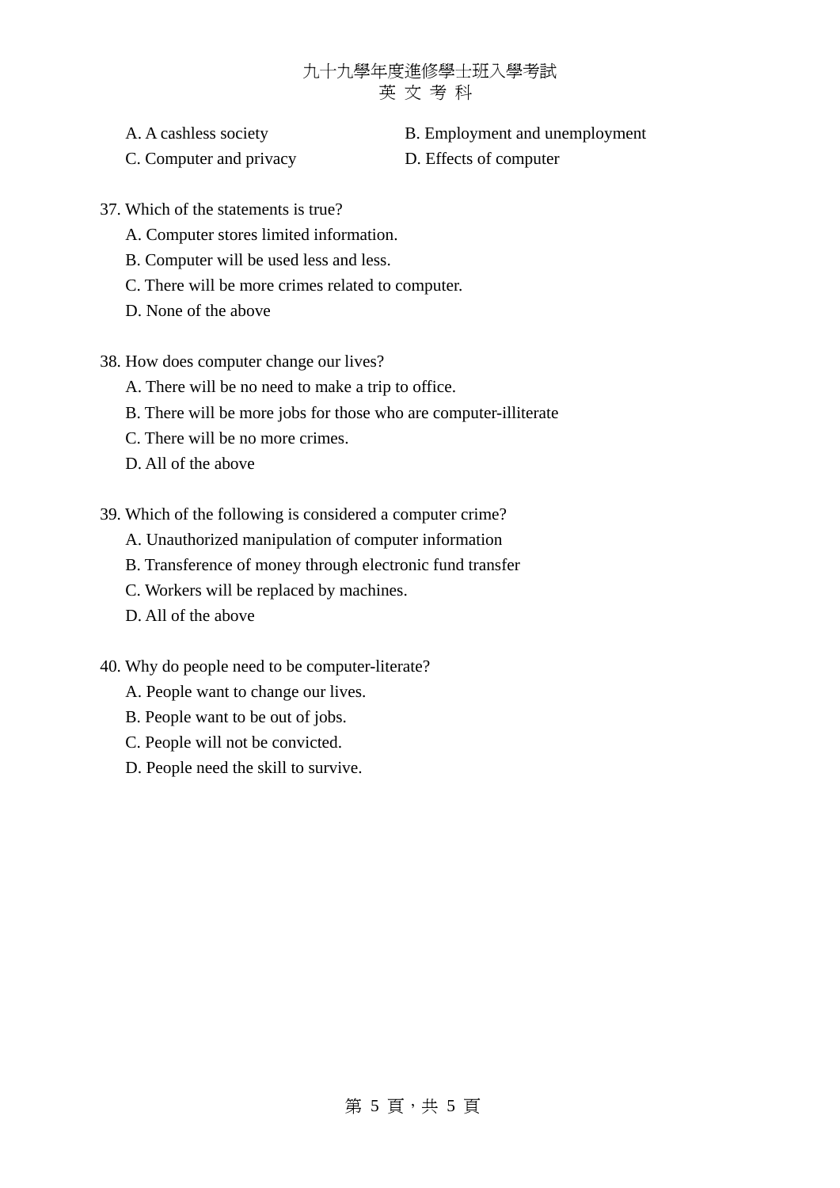A. A cashless society  
B. Employment and unemployment  
C. Computer and privacy  
D. Effects of computer

37. Which of the statements is true?
    A. Computer stores limited information.
    B. Computer will be used less and less.
    C. There will be more crimes related to computer.
    D. None of the above

38. How does computer change our lives?
    A. There will be no need to make a trip to office.
    B. There will be more jobs for those who are computer-illiterate
    C. There will be no more crimes.
    D. All of the above

39. Which of the following is considered a computer crime?
    A. Unauthorized manipulation of computer information
    B. Transference of money through electronic fund transfer
    C. Workers will be replaced by machines.
    D. All of the above

40. Why do people need to be computer-literate?
    A. People want to change our lives.
    B. People want to be out of jobs.
    C. People will not be convicted.
    D. People need the skill to survive.